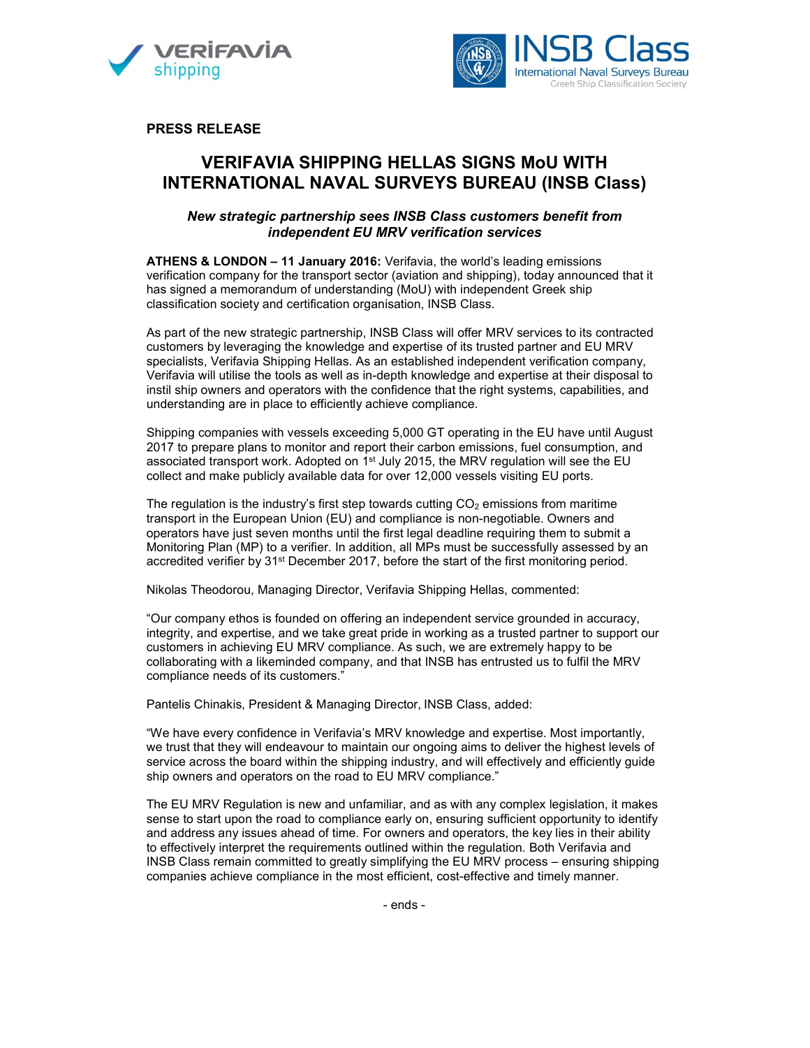**PRESS RELEASE**

# VERIFAVIA SHIPPING HELLAS SIGNS MoU WITH INTERNATIONAL NAVAL SURVEYS BUREAU (INSB Class)

***New strategic partnership sees INSB Class customers benefit from independent EU MRV verification services***

**ATHENS & LONDON – 11 January 2016:** Verifavia, the world's leading emissions verification company for the transport sector (aviation and shipping), today announced that it has signed a memorandum of understanding (MoU) with independent Greek ship classification society and certification organisation, INSB Class.

As part of the new strategic partnership, INSB Class will offer MRV services to its contracted customers by leveraging the knowledge and expertise of its trusted partner and EU MRV specialists, Verifavia Shipping Hellas. As an established independent verification company, Verifavia will utilise the tools as well as in-depth knowledge and expertise at their disposal to instil ship owners and operators with the confidence that the right systems, capabilities, and understanding are in place to efficiently achieve compliance.

Shipping companies with vessels exceeding 5,000 GT operating in the EU have until August 2017 to prepare plans to monitor and report their carbon emissions, fuel consumption, and associated transport work. Adopted on 1st July 2015, the MRV regulation will see the EU collect and make publicly available data for over 12,000 vessels visiting EU ports.

The regulation is the industry's first step towards cutting $CO_2$ emissions from maritime transport in the European Union (EU) and compliance is non-negotiable. Owners and operators have just seven months until the first legal deadline requiring them to submit a Monitoring Plan (MP) to a verifier. In addition, all MPs must be successfully assessed by an accredited verifier by 31st December 2017, before the start of the first monitoring period.

Nikolas Theodorou, Managing Director, Verifavia Shipping Hellas, commented:

"Our company ethos is founded on offering an independent service grounded in accuracy, integrity, and expertise, and we take great pride in working as a trusted partner to support our customers in achieving EU MRV compliance. As such, we are extremely happy to be collaborating with a likeminded company, and that INSB has entrusted us to fulfil the MRV compliance needs of its customers."

Pantelis Chinakis, President & Managing Director, INSB Class, added:

"We have every confidence in Verifavia's MRV knowledge and expertise. Most importantly, we trust that they will endeavour to maintain our ongoing aims to deliver the highest levels of service across the board within the shipping industry, and will effectively and efficiently guide ship owners and operators on the road to EU MRV compliance."

The EU MRV Regulation is new and unfamiliar, and as with any complex legislation, it makes sense to start upon the road to compliance early on, ensuring sufficient opportunity to identify and address any issues ahead of time. For owners and operators, the key lies in their ability to effectively interpret the requirements outlined within the regulation. Both Verifavia and INSB Class remain committed to greatly simplifying the EU MRV process – ensuring shipping companies achieve compliance in the most efficient, cost-effective and timely manner.

- ends -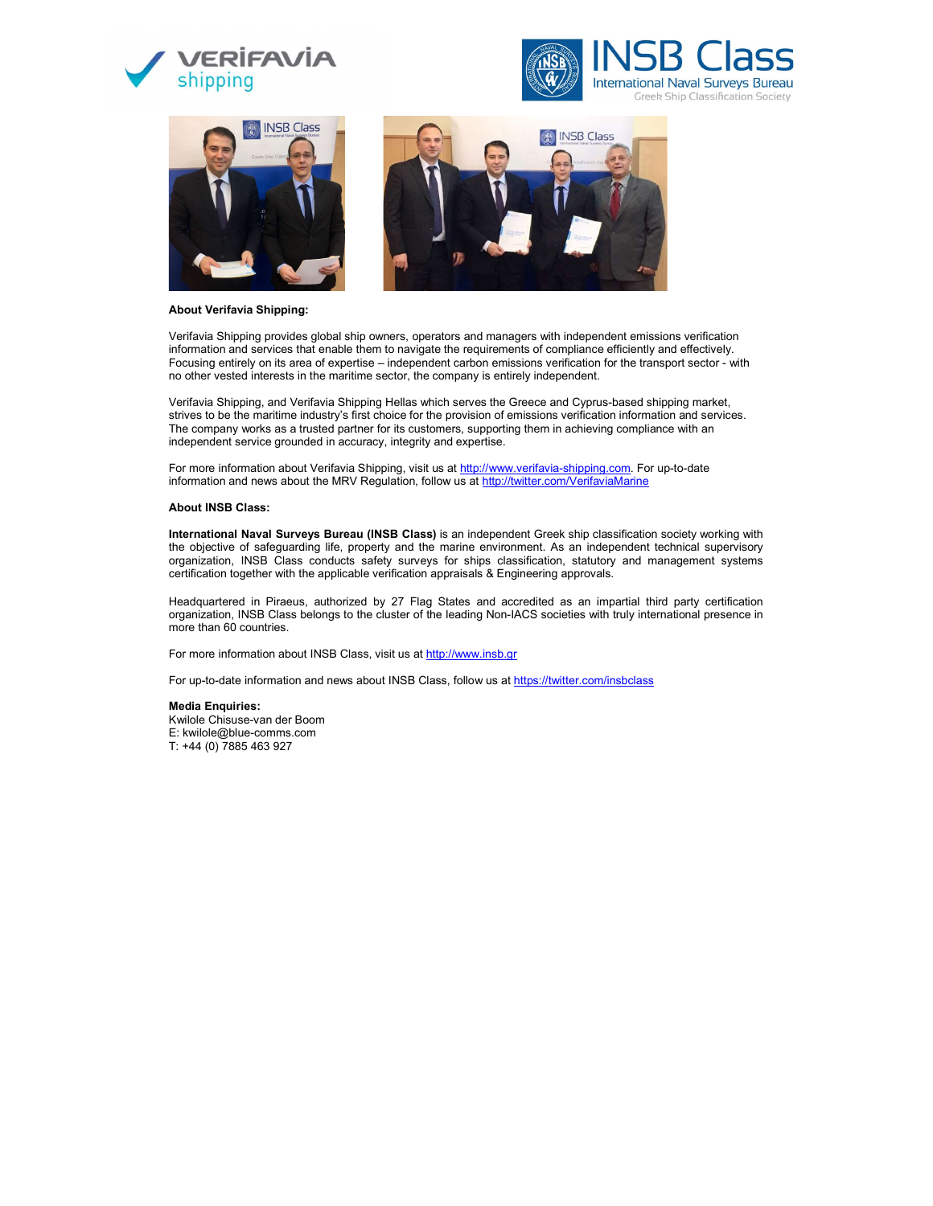**About Verifavia Shipping:**

Verifavia Shipping provides global ship owners, operators and managers with independent emissions verification information and services that enable them to navigate the requirements of compliance efficiently and effectively. Focusing entirely on its area of expertise – independent carbon emissions verification for the transport sector - with no other vested interests in the maritime sector, the company is entirely independent.

Verifavia Shipping, and Verifavia Shipping Hellas which serves the Greece and Cyprus-based shipping market, strives to be the maritime industry's first choice for the provision of emissions verification information and services. The company works as a trusted partner for its customers, supporting them in achieving compliance with an independent service grounded in accuracy, integrity and expertise.

For more information about Verifavia Shipping, visit us at http://www.verifavia-shipping.com. For up-to-date information and news about the MRV Regulation, follow us at http://twitter.com/VerifaviaMarine

**About INSB Class:**

**International Naval Surveys Bureau (INSB Class)** is an independent Greek ship classification society working with the objective of safeguarding life, property and the marine environment. As an independent technical supervisory organization, INSB Class conducts safety surveys for ships classification, statutory and management systems certification together with the applicable verification appraisals & Engineering approvals.

Headquartered in Piraeus, authorized by 27 Flag States and accredited as an impartial third party certification organization, INSB Class belongs to the cluster of the leading Non-IACS societies with truly international presence in more than 60 countries.

For more information about INSB Class, visit us at http://www.insb.gr

For up-to-date information and news about INSB Class, follow us at https://twitter.com/insbclass

**Media Enquiries:**
Kwilole Chisuse-van der Boom
E: kwilole@blue-comms.com
T: +44 (0) 7885 463 927